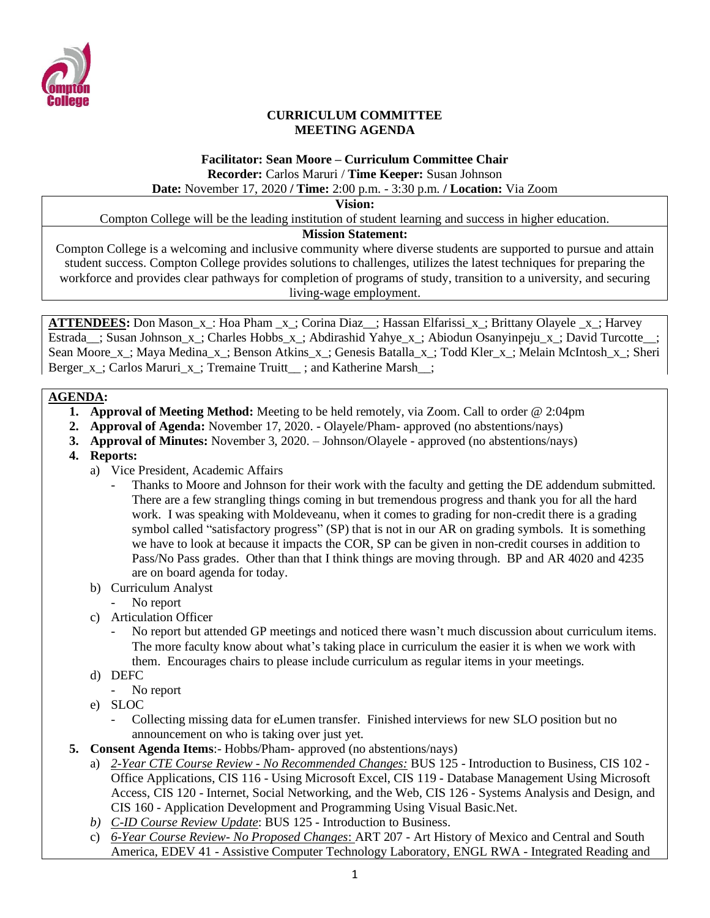**CURRICULUM COMMITTEE**
**MEETING AGENDA**

**Facilitator: Sean Moore – Curriculum Committee Chair**
**Recorder:** Carlos Maruri / **Time Keeper:** Susan Johnson
**Date:** November 17, 2020 **/ Time:** 2:00 p.m. - 3:30 p.m. **/ Location:** Via Zoom

**Vision:**
Compton College will be the leading institution of student learning and success in higher education.

**Mission Statement:**
Compton College is a welcoming and inclusive community where diverse students are supported to pursue and attain student success. Compton College provides solutions to challenges, utilizes the latest techniques for preparing the workforce and provides clear pathways for completion of programs of study, transition to a university, and securing living-wage employment.

**ATTENDEES:** Don Mason_x_: Hoa Pham _x_; Corina Diaz__; Hassan Elfarissi_x_; Brittany Olayele _x_; Harvey Estrada__; Susan Johnson_x_; Charles Hobbs_x_; Abdirashid Yahye_x_; Abiodun Osanyinpeju_x_; David Turcotte__; Sean Moore_x_; Maya Medina_x_; Benson Atkins_x_; Genesis Batalla_x_; Todd Kler_x_; Melain McIntosh_x_; Sheri Berger_x_; Carlos Maruri_x_; Tremaine Truitt__ ; and Katherine Marsh__;

**AGENDA:**

1. **Approval of Meeting Method:** Meeting to be held remotely, via Zoom. Call to order @ 2:04pm
2. **Approval of Agenda:** November 17, 2020. - Olayele/Pham- approved (no abstentions/nays)
3. **Approval of Minutes:** November 3, 2020. – Johnson/Olayele - approved (no abstentions/nays)
4. **Reports:**
   a) Vice President, Academic Affairs
      - Thanks to Moore and Johnson for their work with the faculty and getting the DE addendum submitted. There are a few strangling things coming in but tremendous progress and thank you for all the hard work. I was speaking with Moldeveanu, when it comes to grading for non-credit there is a grading symbol called "satisfactory progress" (SP) that is not in our AR on grading symbols. It is something we have to look at because it impacts the COR, SP can be given in non-credit courses in addition to Pass/No Pass grades. Other than that I think things are moving through. BP and AR 4020 and 4235 are on board agenda for today.

   b) Curriculum Analyst
      - No report

   c) Articulation Officer
      - No report but attended GP meetings and noticed there wasn't much discussion about curriculum items. The more faculty know about what's taking place in curriculum the easier it is when we work with them. Encourages chairs to please include curriculum as regular items in your meetings.

   d) DEFC
      - No report

   e) SLOC
      - Collecting missing data for eLumen transfer. Finished interviews for new SLO position but no announcement on who is taking over just yet.

5. **Consent Agenda Items**:- Hobbs/Pham- approved (no abstentions/nays)
   a) *2-Year CTE Course Review - No Recommended Changes:* BUS 125 - Introduction to Business, CIS 102 - Office Applications, CIS 116 - Using Microsoft Excel, CIS 119 - Database Management Using Microsoft Access, CIS 120 - Internet, Social Networking, and the Web, CIS 126 - Systems Analysis and Design, and CIS 160 - Application Development and Programming Using Visual Basic.Net.

   b) *C-ID Course Review Update*: BUS 125 - Introduction to Business.

   c) *6-Year Course Review- No Proposed Changes*: ART 207 - Art History of Mexico and Central and South America, EDEV 41 - Assistive Computer Technology Laboratory, ENGL RWA - Integrated Reading and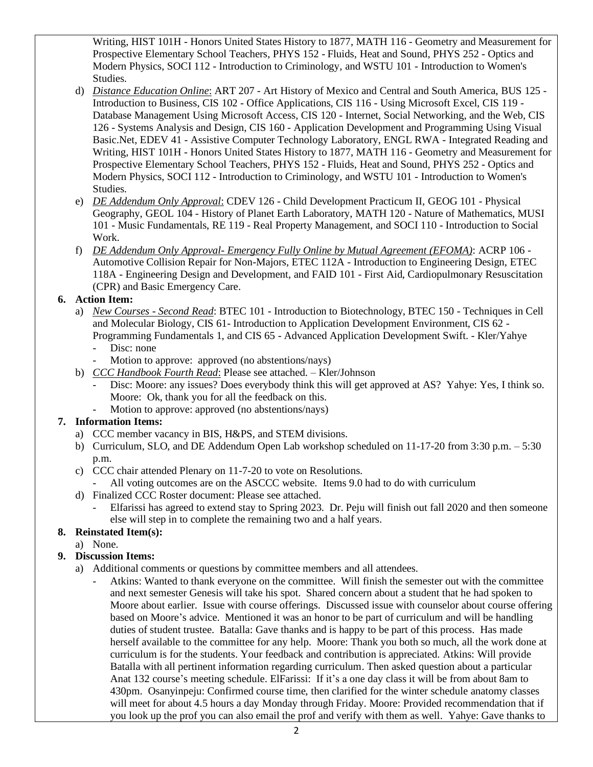Writing, HIST 101H - Honors United States History to 1877, MATH 116 - Geometry and Measurement for Prospective Elementary School Teachers, PHYS 152 - Fluids, Heat and Sound, PHYS 252 - Optics and Modern Physics, SOCI 112 - Introduction to Criminology, and WSTU 101 - Introduction to Women's Studies.

d) *Distance Education Online*: ART 207 - Art History of Mexico and Central and South America, BUS 125 - Introduction to Business, CIS 102 - Office Applications, CIS 116 - Using Microsoft Excel, CIS 119 - Database Management Using Microsoft Access, CIS 120 - Internet, Social Networking, and the Web, CIS 126 - Systems Analysis and Design, CIS 160 - Application Development and Programming Using Visual Basic.Net, EDEV 41 - Assistive Computer Technology Laboratory, ENGL RWA - Integrated Reading and Writing, HIST 101H - Honors United States History to 1877, MATH 116 - Geometry and Measurement for Prospective Elementary School Teachers, PHYS 152 - Fluids, Heat and Sound, PHYS 252 - Optics and Modern Physics, SOCI 112 - Introduction to Criminology, and WSTU 101 - Introduction to Women's Studies.

e) *DE Addendum Only Approval*: CDEV 126 - Child Development Practicum II, GEOG 101 - Physical Geography, GEOL 104 - History of Planet Earth Laboratory, MATH 120 - Nature of Mathematics, MUSI 101 - Music Fundamentals, RE 119 - Real Property Management, and SOCI 110 - Introduction to Social Work.

f) *DE Addendum Only Approval- Emergency Fully Online by Mutual Agreement (EFOMA)*: ACRP 106 - Automotive Collision Repair for Non-Majors, ETEC 112A - Introduction to Engineering Design, ETEC 118A - Engineering Design and Development, and FAID 101 - First Aid, Cardiopulmonary Resuscitation (CPR) and Basic Emergency Care.

**6. Action Item:**

a) *New Courses - Second Read*: BTEC 101 - Introduction to Biotechnology, BTEC 150 - Techniques in Cell and Molecular Biology, CIS 61- Introduction to Application Development Environment, CIS 62 - Programming Fundamentals 1, and CIS 65 - Advanced Application Development Swift. - Kler/Yahye
   - Disc: none
   - Motion to approve: approved (no abstentions/nays)

b) *CCC Handbook Fourth Read*: Please see attached. – Kler/Johnson
   - Disc: Moore: any issues? Does everybody think this will get approved at AS? Yahye: Yes, I think so. Moore: Ok, thank you for all the feedback on this.
   - Motion to approve: approved (no abstentions/nays)

**7. Information Items:**

a) CCC member vacancy in BIS, H&PS, and STEM divisions.

b) Curriculum, SLO, and DE Addendum Open Lab workshop scheduled on 11-17-20 from 3:30 p.m. – 5:30 p.m.

c) CCC chair attended Plenary on 11-7-20 to vote on Resolutions.
   - All voting outcomes are on the ASCCC website. Items 9.0 had to do with curriculum

d) Finalized CCC Roster document: Please see attached.
   - Elfarissi has agreed to extend stay to Spring 2023. Dr. Peju will finish out fall 2020 and then someone else will step in to complete the remaining two and a half years.

**8. Reinstated Item(s):**

a) None.

**9. Discussion Items:**

a) Additional comments or questions by committee members and all attendees.
   - Atkins: Wanted to thank everyone on the committee. Will finish the semester out with the committee and next semester Genesis will take his spot. Shared concern about a student that he had spoken to Moore about earlier. Issue with course offerings. Discussed issue with counselor about course offering based on Moore's advice. Mentioned it was an honor to be part of curriculum and will be handling duties of student trustee. Batalla: Gave thanks and is happy to be part of this process. Has made herself available to the committee for any help. Moore: Thank you both so much, all the work done at curriculum is for the students. Your feedback and contribution is appreciated. Atkins: Will provide Batalla with all pertinent information regarding curriculum. Then asked question about a particular Anat 132 course's meeting schedule. ElFarissi: If it's a one day class it will be from about 8am to 430pm. Osanyinpeju: Confirmed course time, then clarified for the winter schedule anatomy classes will meet for about 4.5 hours a day Monday through Friday. Moore: Provided recommendation that if you look up the prof you can also email the prof and verify with them as well. Yahye: Gave thanks to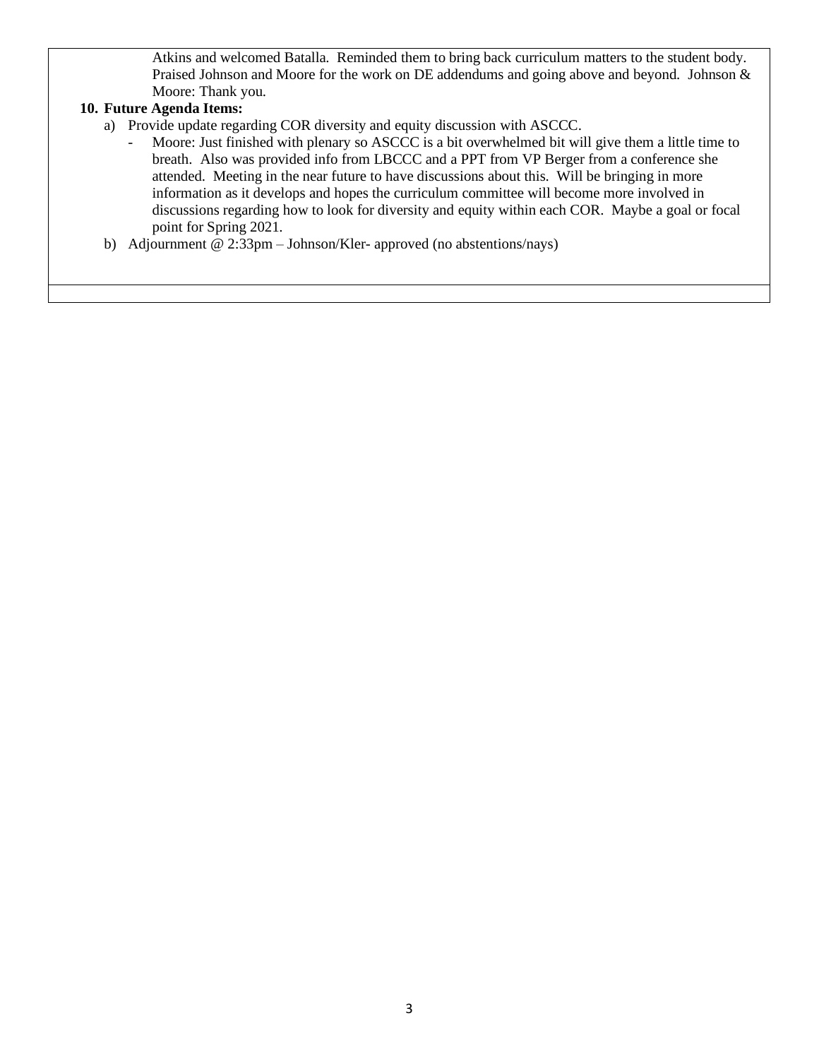Atkins and welcomed Batalla. Reminded them to bring back curriculum matters to the student body. Praised Johnson and Moore for the work on DE addendums and going above and beyond. Johnson & Moore: Thank you.

**10. Future Agenda Items:**

a) Provide update regarding COR diversity and equity discussion with ASCCC.
   - Moore: Just finished with plenary so ASCCC is a bit overwhelmed bit will give them a little time to breath. Also was provided info from LBCCC and a PPT from VP Berger from a conference she attended. Meeting in the near future to have discussions about this. Will be bringing in more information as it develops and hopes the curriculum committee will become more involved in discussions regarding how to look for diversity and equity within each COR. Maybe a goal or focal point for Spring 2021.

b) Adjournment @ 2:33pm – Johnson/Kler- approved (no abstentions/nays)